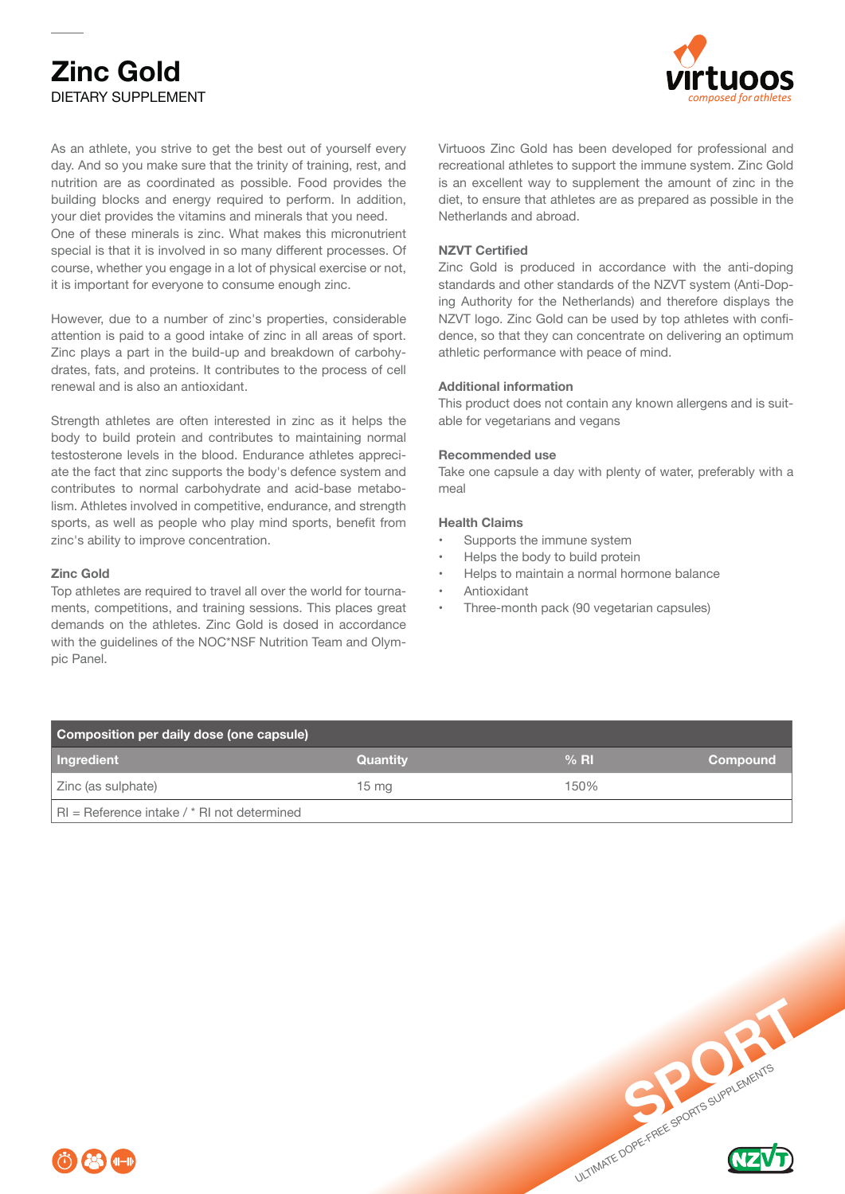# Zinc Gold

DIETARY SUPPLEMENT

As an athlete, you strive to get the best out of yourself every day. And so you make sure that the trinity of training, rest, and nutrition are as coordinated as possible. Food provides the building blocks and energy required to perform. In addition, your diet provides the vitamins and minerals that you need. One of these minerals is zinc. What makes this micronutrient special is that it is involved in so many different processes. Of course, whether you engage in a lot of physical exercise or not, it is important for everyone to consume enough zinc.

However, due to a number of zinc's properties, considerable attention is paid to a good intake of zinc in all areas of sport. Zinc plays a part in the build-up and breakdown of carbohydrates, fats, and proteins. It contributes to the process of cell renewal and is also an antioxidant.

Strength athletes are often interested in zinc as it helps the body to build protein and contributes to maintaining normal testosterone levels in the blood. Endurance athletes appreciate the fact that zinc supports the body's defence system and contributes to normal carbohydrate and acid-base metabolism. Athletes involved in competitive, endurance, and strength sports, as well as people who play mind sports, benefit from zinc's ability to improve concentration.

### Zinc Gold

Top athletes are required to travel all over the world for tournaments, competitions, and training sessions. This places great demands on the athletes. Zinc Gold is dosed in accordance with the guidelines of the NOC*NSF Nutrition Team and Olympic Panel.

Virtuoos Zinc Gold has been developed for professional and recreational athletes to support the immune system. Zinc Gold is an excellent way to supplement the amount of zinc in the diet, to ensure that athletes are as prepared as possible in the Netherlands and abroad.

### NZVT Certified

Zinc Gold is produced in accordance with the anti-doping standards and other standards of the NZVT system (Anti-Doping Authority for the Netherlands) and therefore displays the NZVT logo. Zinc Gold can be used by top athletes with confidence, so that they can concentrate on delivering an optimum athletic performance with peace of mind.

### Additional information

This product does not contain any known allergens and is suitable for vegetarians and vegans

### Recommended use

Take one capsule a day with plenty of water, preferably with a meal

### Health Claims

- Supports the immune system
- Helps the body to build protein
- Helps to maintain a normal hormone balance
- Antioxidant
- Three-month pack (90 vegetarian capsules)

| Composition per daily dose (one capsule) | | | |
|---|---|---|---|
| **Ingredient** | **Quantity** | **% RI** | **Compound** |
| Zinc (as sulphate) | 15 mg | 150% | |
| RI = Reference intake / * RI not determined | | | |

SPORT

ULTIMATE DOPE-FREE SPORTS SUPPLEMENTS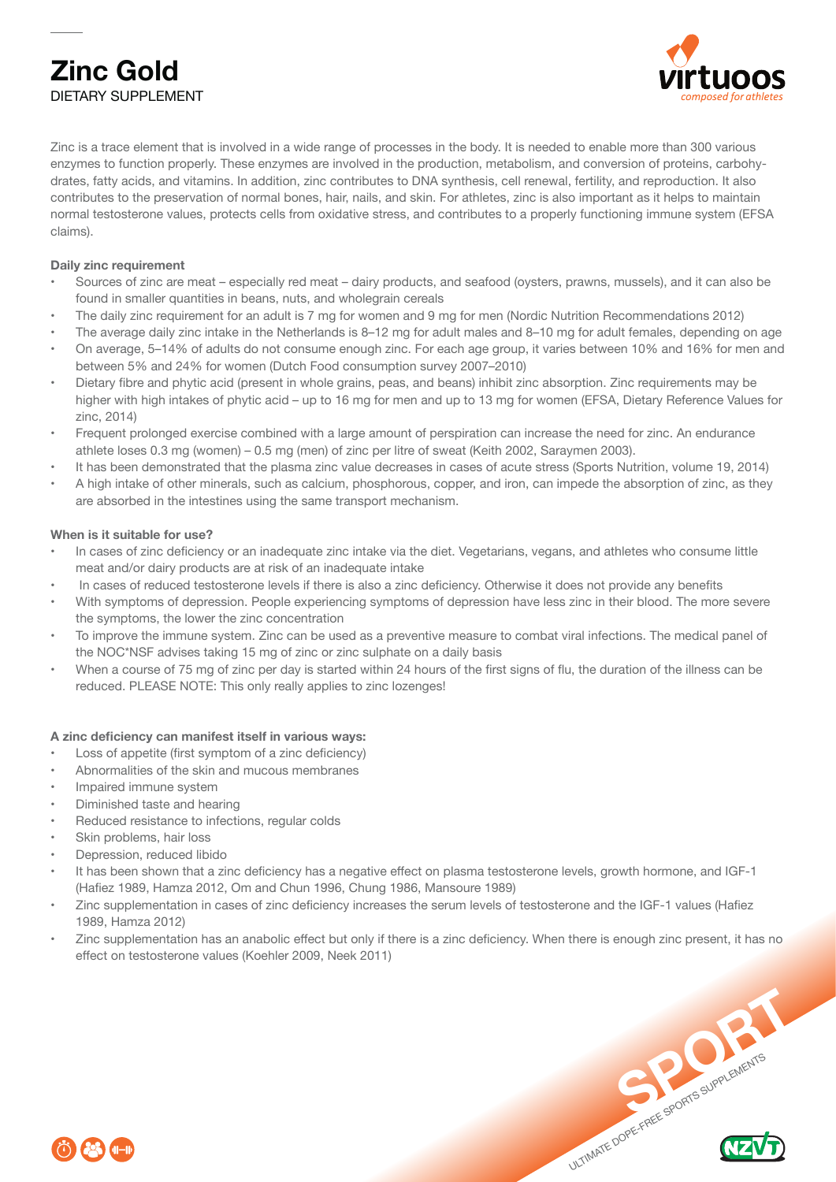# Zinc Gold

DIETARY SUPPLEMENT

Zinc is a trace element that is involved in a wide range of processes in the body. It is needed to enable more than 300 various enzymes to function properly. These enzymes are involved in the production, metabolism, and conversion of proteins, carbohydrates, fatty acids, and vitamins. In addition, zinc contributes to DNA synthesis, cell renewal, fertility, and reproduction. It also contributes to the preservation of normal bones, hair, nails, and skin. For athletes, zinc is also important as it helps to maintain normal testosterone values, protects cells from oxidative stress, and contributes to a properly functioning immune system (EFSA claims).

**Daily zinc requirement**

- Sources of zinc are meat – especially red meat – dairy products, and seafood (oysters, prawns, mussels), and it can also be found in smaller quantities in beans, nuts, and wholegrain cereals
- The daily zinc requirement for an adult is 7 mg for women and 9 mg for men (Nordic Nutrition Recommendations 2012)
- The average daily zinc intake in the Netherlands is 8–12 mg for adult males and 8–10 mg for adult females, depending on age
- On average, 5–14% of adults do not consume enough zinc. For each age group, it varies between 10% and 16% for men and between 5% and 24% for women (Dutch Food consumption survey 2007–2010)
- Dietary fibre and phytic acid (present in whole grains, peas, and beans) inhibit zinc absorption. Zinc requirements may be higher with high intakes of phytic acid – up to 16 mg for men and up to 13 mg for women (EFSA, Dietary Reference Values for zinc, 2014)
- Frequent prolonged exercise combined with a large amount of perspiration can increase the need for zinc. An endurance athlete loses 0.3 mg (women) – 0.5 mg (men) of zinc per litre of sweat (Keith 2002, Saraymen 2003).
- It has been demonstrated that the plasma zinc value decreases in cases of acute stress (Sports Nutrition, volume 19, 2014)
- A high intake of other minerals, such as calcium, phosphorous, copper, and iron, can impede the absorption of zinc, as they are absorbed in the intestines using the same transport mechanism.

**When is it suitable for use?**

- In cases of zinc deficiency or an inadequate zinc intake via the diet. Vegetarians, vegans, and athletes who consume little meat and/or dairy products are at risk of an inadequate intake
- In cases of reduced testosterone levels if there is also a zinc deficiency. Otherwise it does not provide any benefits
- With symptoms of depression. People experiencing symptoms of depression have less zinc in their blood. The more severe the symptoms, the lower the zinc concentration
- To improve the immune system. Zinc can be used as a preventive measure to combat viral infections. The medical panel of the NOC*NSF advises taking 15 mg of zinc or zinc sulphate on a daily basis
- When a course of 75 mg of zinc per day is started within 24 hours of the first signs of flu, the duration of the illness can be reduced. PLEASE NOTE: This only really applies to zinc lozenges!

**A zinc deficiency can manifest itself in various ways:**

- Loss of appetite (first symptom of a zinc deficiency)
- Abnormalities of the skin and mucous membranes
- Impaired immune system
- Diminished taste and hearing
- Reduced resistance to infections, regular colds
- Skin problems, hair loss
- Depression, reduced libido
- It has been shown that a zinc deficiency has a negative effect on plasma testosterone levels, growth hormone, and IGF-1 (Hafiez 1989, Hamza 2012, Om and Chun 1996, Chung 1986, Mansoure 1989)
- Zinc supplementation in cases of zinc deficiency increases the serum levels of testosterone and the IGF-1 values (Hafiez 1989, Hamza 2012)
- Zinc supplementation has an anabolic effect but only if there is a zinc deficiency. When there is enough zinc present, it has no effect on testosterone values (Koehler 2009, Neek 2011)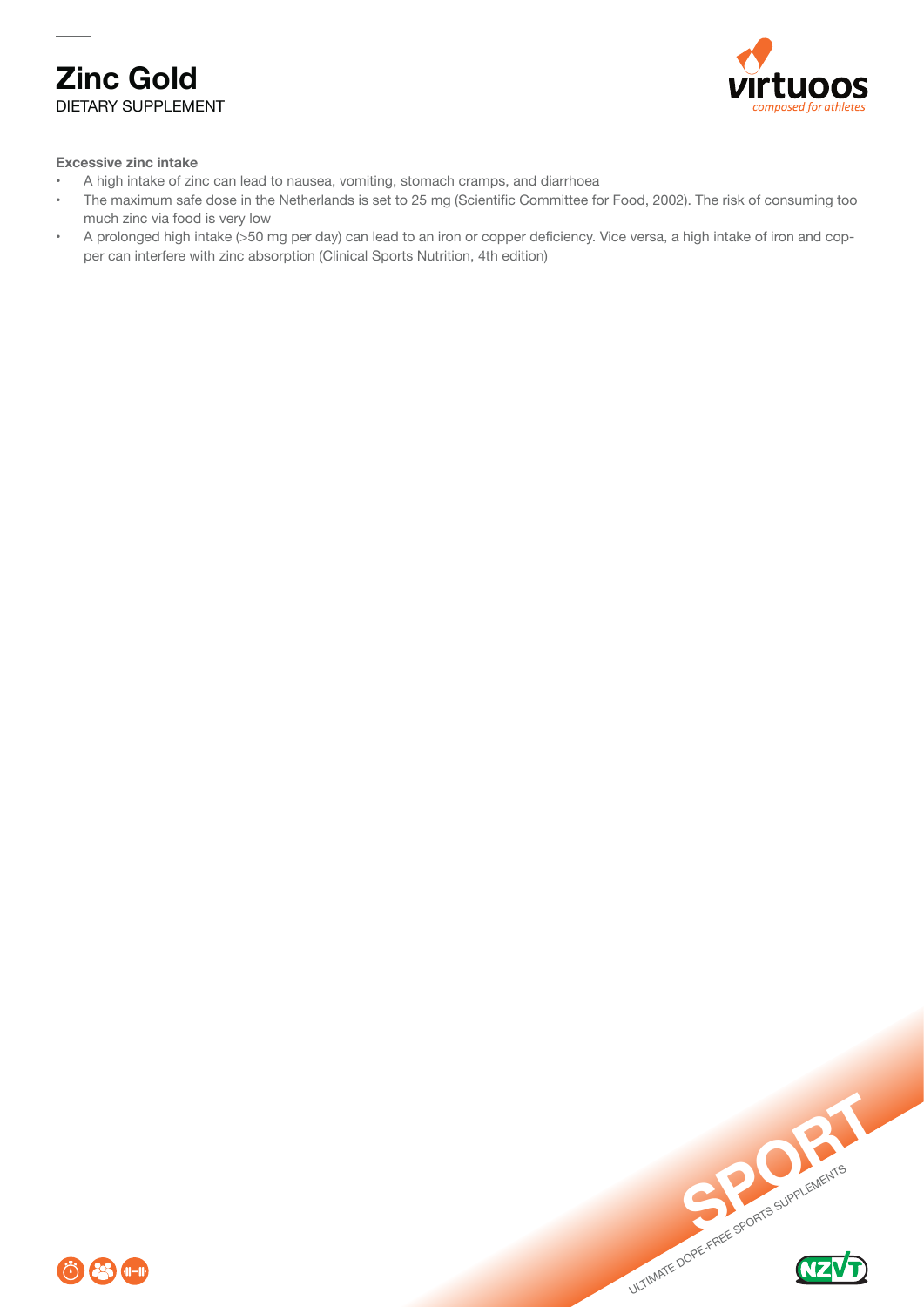**Excessive zinc intake**

- A high intake of zinc can lead to nausea, vomiting, stomach cramps, and diarrhoea
- The maximum safe dose in the Netherlands is set to 25 mg (Scientific Committee for Food, 2002). The risk of consuming too much zinc via food is very low
- A prolonged high intake (>50 mg per day) can lead to an iron or copper deficiency. Vice versa, a high intake of iron and copper can interfere with zinc absorption (Clinical Sports Nutrition, 4th edition)